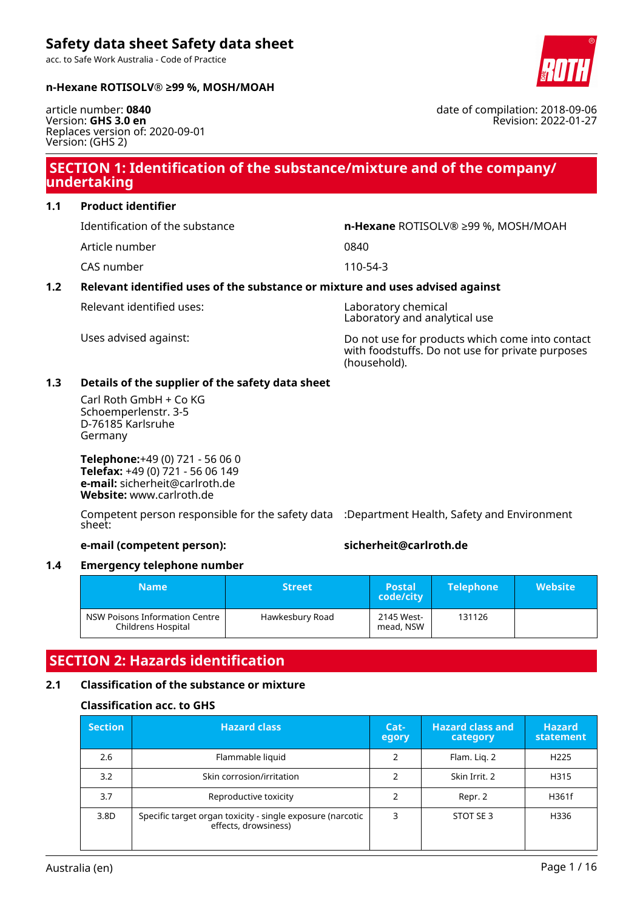# Safety data sheet Safety data sheet

acc. to Safe Work Australia - Code of Practice

**n-Hexane ROTISOLV® ≥99 %, MOSH/MOAH**

article number: **0840**
Version: **GHS 3.0 en**
Replaces version of: 2020-09-01
Version: (GHS 2)

date of compilation: 2018-09-06
Revision: 2022-01-27

## SECTION 1: Identification of the substance/mixture and of the company/undertaking

### 1.1 Product identifier

| | |
|---|---|
| Identification of the substance | **n-Hexane** ROTISOLV® ≥99 %, MOSH/MOAH |
| Article number | 0840 |
| CAS number | 110-54-3 |

### 1.2 Relevant identified uses of the substance or mixture and uses advised against

| | |
|---|---|
| Relevant identified uses: | Laboratory chemical<br>Laboratory and analytical use |
| Uses advised against: | Do not use for products which come into contact with foodstuffs. Do not use for private purposes (household). |

### 1.3 Details of the supplier of the safety data sheet

Carl Roth GmbH + Co KG
Schoemperlenstr. 3-5
D-76185 Karlsruhe
Germany

**Telephone:**+49 (0) 721 - 56 06 0
**Telefax:** +49 (0) 721 - 56 06 149
**e-mail:** sicherheit@carlroth.de
**Website:** www.carlroth.de

Competent person responsible for the safety data sheet: :Department Health, Safety and Environment

**e-mail (competent person):** **sicherheit@carlroth.de**

### 1.4 Emergency telephone number

| Name | Street | Postal code/city | Telephone | Website |
|---|---|---|---|---|
| NSW Poisons Information Centre Childrens Hospital | Hawkesbury Road | 2145 Westmead, NSW | 131126 | |

## SECTION 2: Hazards identification

### 2.1 Classification of the substance or mixture

**Classification acc. to GHS**

| Section | Hazard class | Category | Hazard class and category | Hazard statement |
|---|---|---|---|---|
| 2.6 | Flammable liquid | 2 | Flam. Liq. 2 | H225 |
| 3.2 | Skin corrosion/irritation | 2 | Skin Irrit. 2 | H315 |
| 3.7 | Reproductive toxicity | 2 | Repr. 2 | H361f |
| 3.8D | Specific target organ toxicity - single exposure (narcotic effects, drowsiness) | 3 | STOT SE 3 | H336 |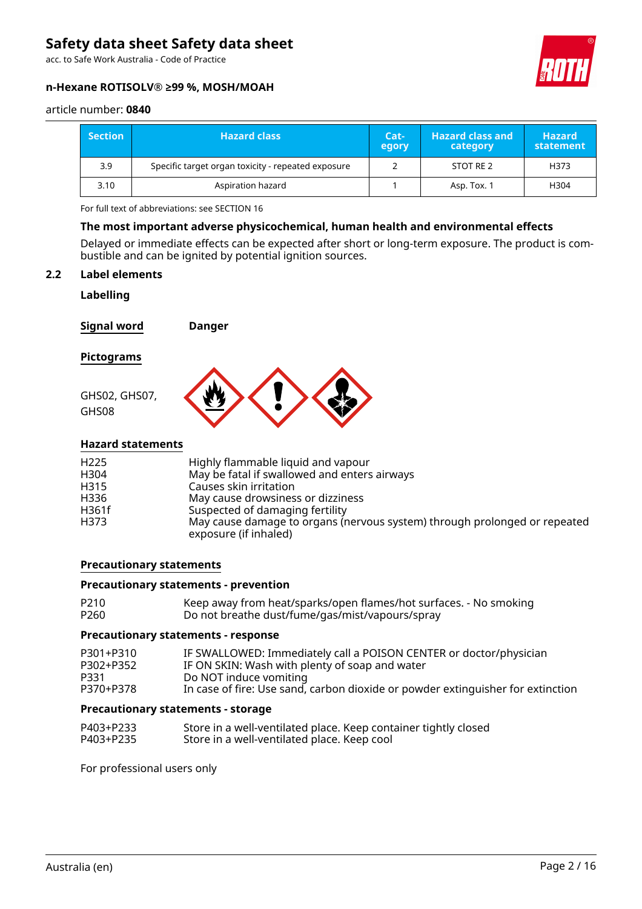| Section | Hazard class | Cat-egory | Hazard class and category | Hazard statement |
|---|---|---|---|---|
| 3.9 | Specific target organ toxicity - repeated exposure | 2 | STOT RE 2 | H373 |
| 3.10 | Aspiration hazard | 1 | Asp. Tox. 1 | H304 |

For full text of abbreviations: see SECTION 16

**The most important adverse physicochemical, human health and environmental effects**

Delayed or immediate effects can be expected after short or long-term exposure. The product is combustible and can be ignited by potential ignition sources.

## 2.2 Label elements

**Labelling**

**Signal word** **Danger**

**Pictograms**

GHS02, GHS07, GHS08

**Hazard statements**

| | |
|---|---|
| H225 | Highly flammable liquid and vapour |
| H304 | May be fatal if swallowed and enters airways |
| H315 | Causes skin irritation |
| H336 | May cause drowsiness or dizziness |
| H361f | Suspected of damaging fertility |
| H373 | May cause damage to organs (nervous system) through prolonged or repeated exposure (if inhaled) |

**Precautionary statements**

**Precautionary statements - prevention**

| | |
|---|---|
| P210 | Keep away from heat/sparks/open flames/hot surfaces. - No smoking |
| P260 | Do not breathe dust/fume/gas/mist/vapours/spray |

**Precautionary statements - response**

| | |
|---|---|
| P301+P310 | IF SWALLOWED: Immediately call a POISON CENTER or doctor/physician |
| P302+P352 | IF ON SKIN: Wash with plenty of soap and water |
| P331 | Do NOT induce vomiting |
| P370+P378 | In case of fire: Use sand, carbon dioxide or powder extinguisher for extinction |

**Precautionary statements - storage**

| | |
|---|---|
| P403+P233 | Store in a well-ventilated place. Keep container tightly closed |
| P403+P235 | Store in a well-ventilated place. Keep cool |

For professional users only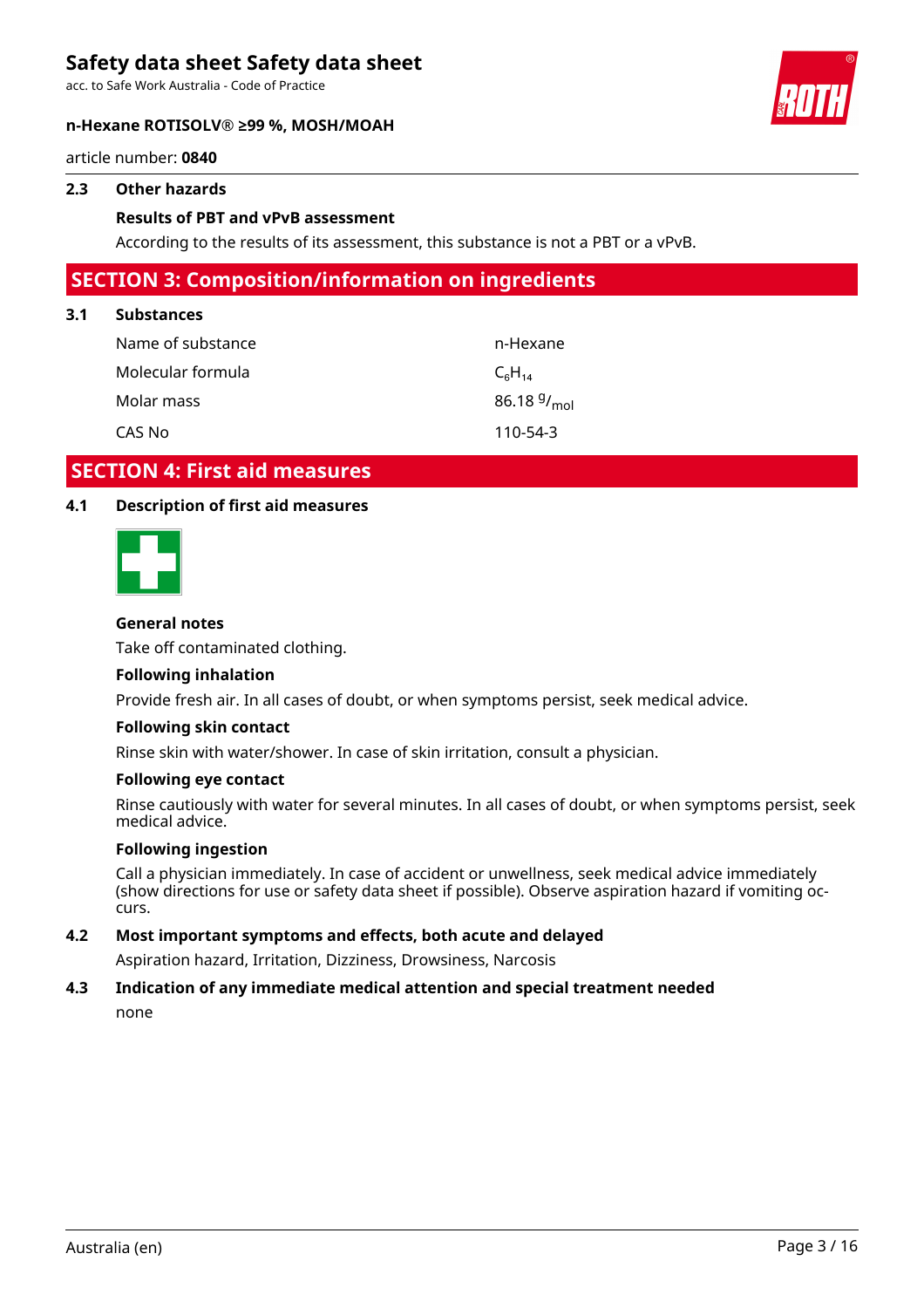### 2.3 Other hazards

**Results of PBT and vPvB assessment**

According to the results of its assessment, this substance is not a PBT or a vPvB.

## SECTION 3: Composition/information on ingredients

### 3.1 Substances

| | |
|---|---|
| Name of substance | n-Hexane |
| Molecular formula | $C_6H_{14}$ |
| Molar mass | 86.18 $^{g}/_{mol}$ |
| CAS No | 110-54-3 |

## SECTION 4: First aid measures

### 4.1 Description of first aid measures

**General notes**

Take off contaminated clothing.

**Following inhalation**

Provide fresh air. In all cases of doubt, or when symptoms persist, seek medical advice.

**Following skin contact**

Rinse skin with water/shower. In case of skin irritation, consult a physician.

**Following eye contact**

Rinse cautiously with water for several minutes. In all cases of doubt, or when symptoms persist, seek medical advice.

**Following ingestion**

Call a physician immediately. In case of accident or unwellness, seek medical advice immediately (show directions for use or safety data sheet if possible). Observe aspiration hazard if vomiting occurs.

### 4.2 Most important symptoms and effects, both acute and delayed

Aspiration hazard, Irritation, Dizziness, Drowsiness, Narcosis

### 4.3 Indication of any immediate medical attention and special treatment needed

none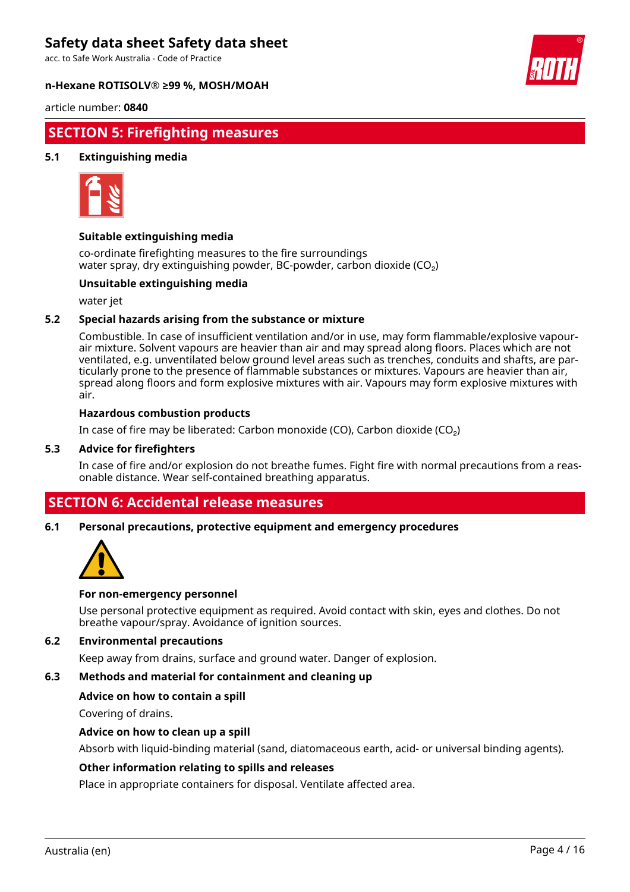## SECTION 5: Firefighting measures

### 5.1 Extinguishing media

**Suitable extinguishing media**

co-ordinate firefighting measures to the fire surroundings
water spray, dry extinguishing powder, BC-powder, carbon dioxide ($CO_2$)

**Unsuitable extinguishing media**

water jet

### 5.2 Special hazards arising from the substance or mixture

Combustible. In case of insufficient ventilation and/or in use, may form flammable/explosive vapour-air mixture. Solvent vapours are heavier than air and may spread along floors. Places which are not ventilated, e.g. unventilated below ground level areas such as trenches, conduits and shafts, are particularly prone to the presence of flammable substances or mixtures. Vapours are heavier than air, spread along floors and form explosive mixtures with air. Vapours may form explosive mixtures with air.

**Hazardous combustion products**

In case of fire may be liberated: Carbon monoxide (CO), Carbon dioxide ($CO_2$)

### 5.3 Advice for firefighters

In case of fire and/or explosion do not breathe fumes. Fight fire with normal precautions from a reasonable distance. Wear self-contained breathing apparatus.

## SECTION 6: Accidental release measures

### 6.1 Personal precautions, protective equipment and emergency procedures

**For non-emergency personnel**

Use personal protective equipment as required. Avoid contact with skin, eyes and clothes. Do not breathe vapour/spray. Avoidance of ignition sources.

### 6.2 Environmental precautions

Keep away from drains, surface and ground water. Danger of explosion.

### 6.3 Methods and material for containment and cleaning up

**Advice on how to contain a spill**

Covering of drains.

**Advice on how to clean up a spill**

Absorb with liquid-binding material (sand, diatomaceous earth, acid- or universal binding agents).

**Other information relating to spills and releases**

Place in appropriate containers for disposal. Ventilate affected area.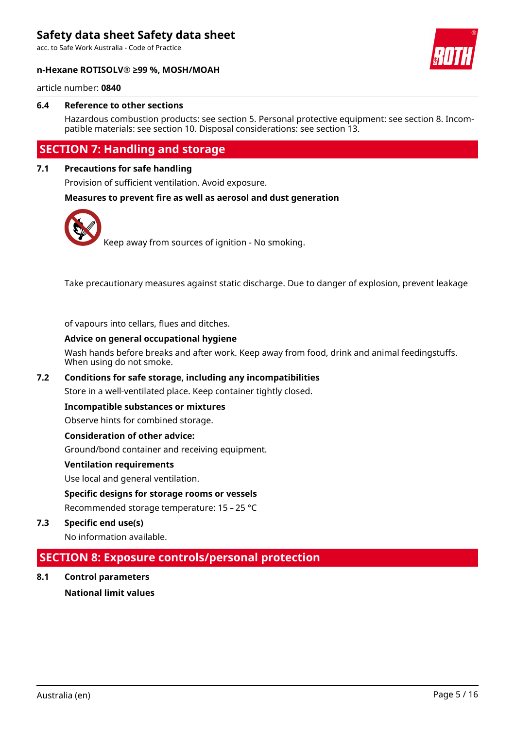### 6.4 Reference to other sections

Hazardous combustion products: see section 5. Personal protective equipment: see section 8. Incompatible materials: see section 10. Disposal considerations: see section 13.

## SECTION 7: Handling and storage

### 7.1 Precautions for safe handling

Provision of sufficient ventilation. Avoid exposure.

**Measures to prevent fire as well as aerosol and dust generation**

Keep away from sources of ignition - No smoking.

Take precautionary measures against static discharge. Due to danger of explosion, prevent leakage of vapours into cellars, flues and ditches.

**Advice on general occupational hygiene**

Wash hands before breaks and after work. Keep away from food, drink and animal feedingstuffs. When using do not smoke.

### 7.2 Conditions for safe storage, including any incompatibilities

Store in a well-ventilated place. Keep container tightly closed.

**Incompatible substances or mixtures**

Observe hints for combined storage.

**Consideration of other advice:**

Ground/bond container and receiving equipment.

**Ventilation requirements**

Use local and general ventilation.

**Specific designs for storage rooms or vessels**

Recommended storage temperature: 15 – 25 °C

### 7.3 Specific end use(s)

No information available.

## SECTION 8: Exposure controls/personal protection

### 8.1 Control parameters

**National limit values**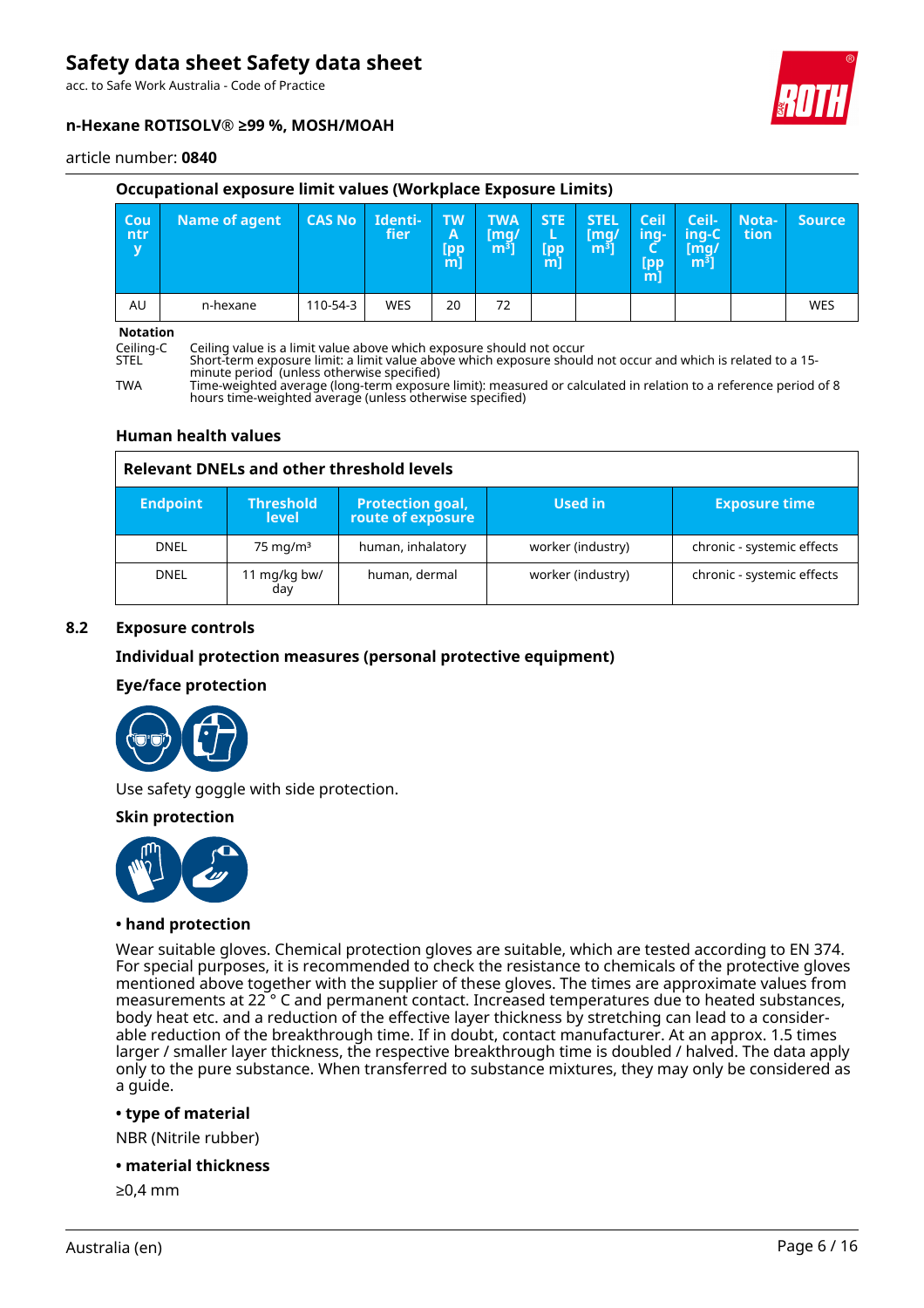### Occupational exposure limit values (Workplace Exposure Limits)

| Country | Name of agent | CAS No | Identifier | TWA [ppm] | TWA [mg/m³] | STEL [ppm] | STEL [mg/m³] | Ceiling-C [ppm] | Ceiling-C [mg/m³] | Notation | Source |
|---|---|---|---|---|---|---|---|---|---|---|---|
| AU | n-hexane | 110-54-3 | WES | 20 | 72 | | | | | | WES |

**Notation**

Ceiling-C Ceiling value is a limit value above which exposure should not occur
STEL Short-term exposure limit: a limit value above which exposure should not occur and which is related to a 15-minute period (unless otherwise specified)
TWA Time-weighted average (long-term exposure limit): measured or calculated in relation to a reference period of 8 hours time-weighted average (unless otherwise specified)

### Human health values

| Relevant DNELs and other threshold levels | | | | |
|---|---|---|---|---|
| **Endpoint** | **Threshold level** | **Protection goal, route of exposure** | **Used in** | **Exposure time** |
| DNEL | 75 mg/m³ | human, inhalatory | worker (industry) | chronic - systemic effects |
| DNEL | 11 mg/kg bw/day | human, dermal | worker (industry) | chronic - systemic effects |

## 8.2 Exposure controls

### Individual protection measures (personal protective equipment)

### Eye/face protection

Use safety goggle with side protection.

### Skin protection

**• hand protection**

Wear suitable gloves. Chemical protection gloves are suitable, which are tested according to EN 374. For special purposes, it is recommended to check the resistance to chemicals of the protective gloves mentioned above together with the supplier of these gloves. The times are approximate values from measurements at 22 ° C and permanent contact. Increased temperatures due to heated substances, body heat etc. and a reduction of the effective layer thickness by stretching can lead to a considerable reduction of the breakthrough time. If in doubt, contact manufacturer. At an approx. 1.5 times larger / smaller layer thickness, the respective breakthrough time is doubled / halved. The data apply only to the pure substance. When transferred to substance mixtures, they may only be considered as a guide.

**• type of material**

NBR (Nitrile rubber)

**• material thickness**

≥0,4 mm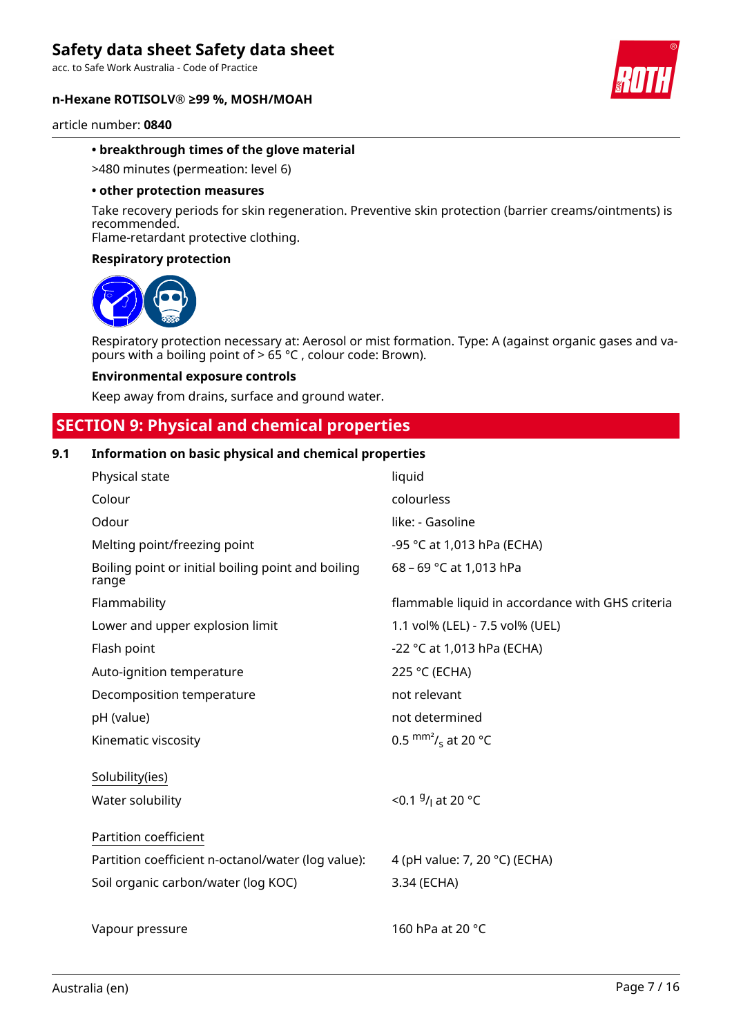**• breakthrough times of the glove material**

>480 minutes (permeation: level 6)

**• other protection measures**

Take recovery periods for skin regeneration. Preventive skin protection (barrier creams/ointments) is recommended.
Flame-retardant protective clothing.

**Respiratory protection**

Respiratory protection necessary at: Aerosol or mist formation. Type: A (against organic gases and vapours with a boiling point of > 65 °C , colour code: Brown).

**Environmental exposure controls**

Keep away from drains, surface and ground water.

## SECTION 9: Physical and chemical properties

### 9.1 Information on basic physical and chemical properties

| | |
|---|---|
| Physical state | liquid |
| Colour | colourless |
| Odour | like: - Gasoline |
| Melting point/freezing point | -95 °C at 1,013 hPa (ECHA) |
| Boiling point or initial boiling point and boiling range | 68 – 69 °C at 1,013 hPa |
| Flammability | flammable liquid in accordance with GHS criteria |
| Lower and upper explosion limit | 1.1 vol% (LEL) - 7.5 vol% (UEL) |
| Flash point | -22 °C at 1,013 hPa (ECHA) |
| Auto-ignition temperature | 225 °C (ECHA) |
| Decomposition temperature | not relevant |
| pH (value) | not determined |
| Kinematic viscosity | 0.5 $^{mm^2}/_{s}$ at 20 °C |
| Solubility(ies) | |
| Water solubility | <0.1 $^{g}/_{l}$ at 20 °C |
| Partition coefficient | |
| Partition coefficient n-octanol/water (log value): | 4 (pH value: 7, 20 °C) (ECHA) |
| Soil organic carbon/water (log KOC) | 3.34 (ECHA) |
| Vapour pressure | 160 hPa at 20 °C |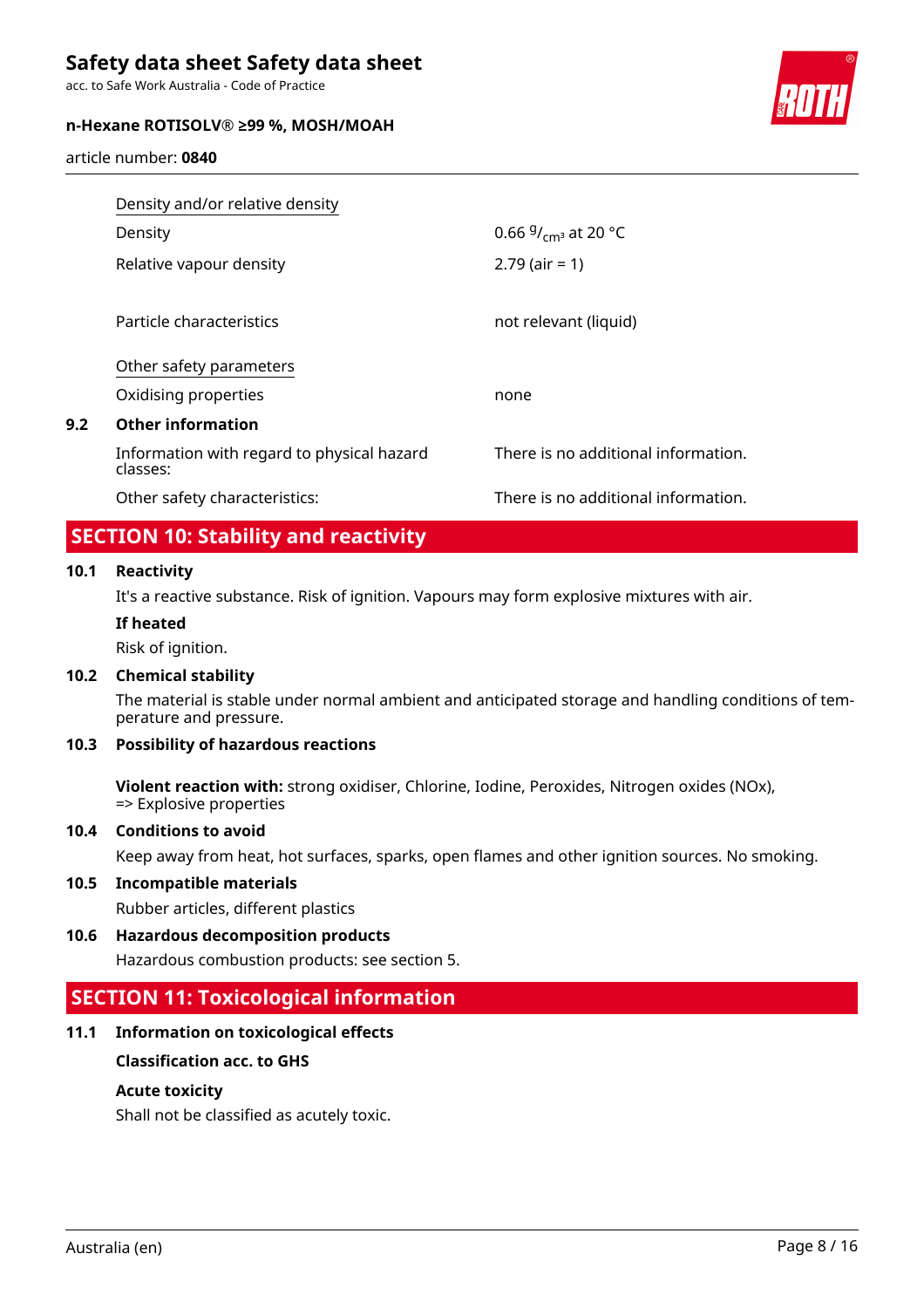Density and/or relative density

| | |
|---|---|
| Density | 0.66 $^{g}/_{cm^3}$ at 20 °C |
| Relative vapour density | 2.79 (air = 1) |
| Particle characteristics | not relevant (liquid) |

Other safety parameters

| | |
|---|---|
| Oxidising properties | none |

### 9.2 Other information

| | |
|---|---|
| Information with regard to physical hazard classes: | There is no additional information. |
| Other safety characteristics: | There is no additional information. |

## SECTION 10: Stability and reactivity

### 10.1 Reactivity

It's a reactive substance. Risk of ignition. Vapours may form explosive mixtures with air.

**If heated**

Risk of ignition.

### 10.2 Chemical stability

The material is stable under normal ambient and anticipated storage and handling conditions of temperature and pressure.

### 10.3 Possibility of hazardous reactions

**Violent reaction with:** strong oxidiser, Chlorine, Iodine, Peroxides, Nitrogen oxides (NOx), => Explosive properties

### 10.4 Conditions to avoid

Keep away from heat, hot surfaces, sparks, open flames and other ignition sources. No smoking.

### 10.5 Incompatible materials

Rubber articles, different plastics

### 10.6 Hazardous decomposition products

Hazardous combustion products: see section 5.

## SECTION 11: Toxicological information

### 11.1 Information on toxicological effects

**Classification acc. to GHS**

**Acute toxicity**

Shall not be classified as acutely toxic.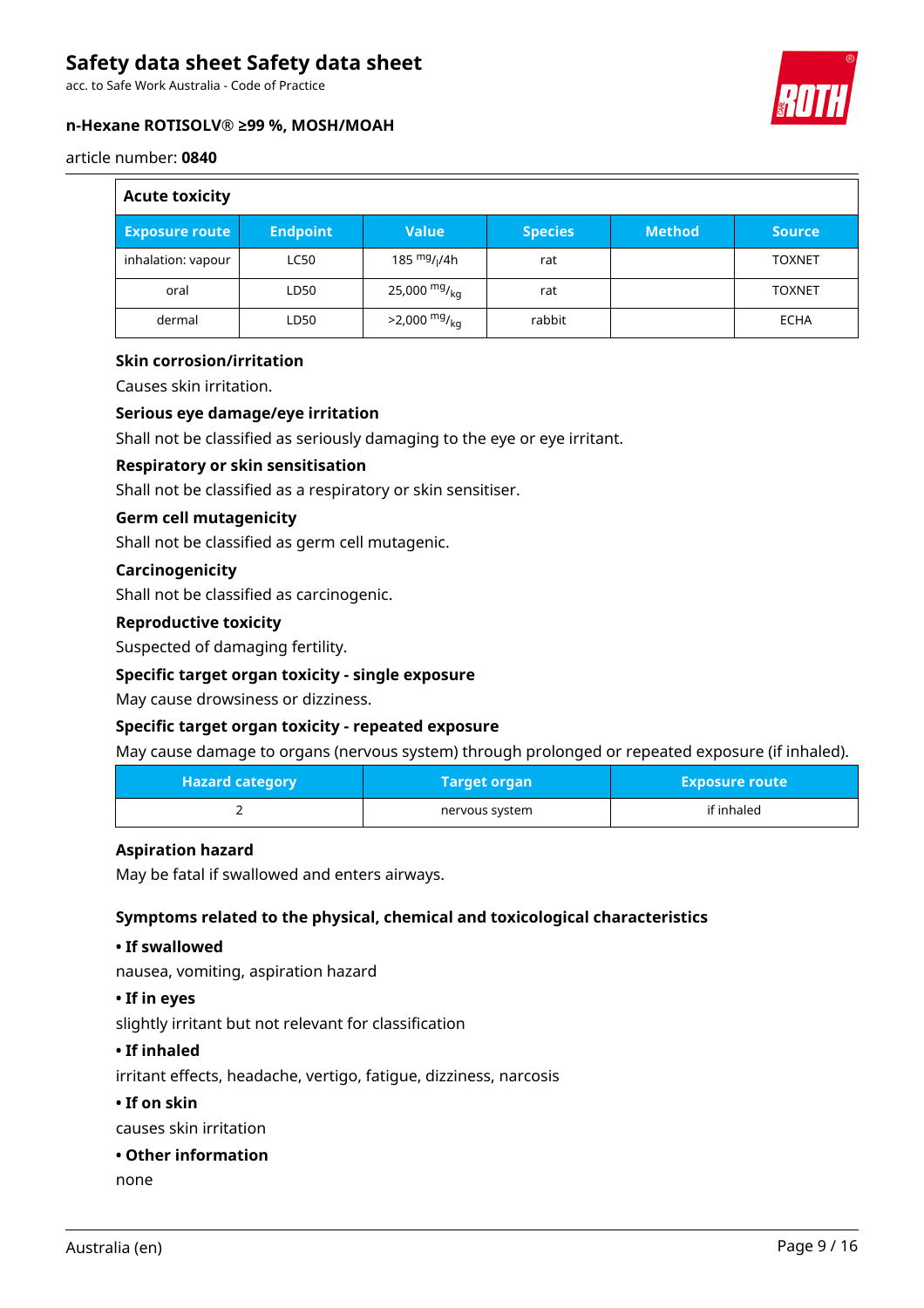**Acute toxicity**

| Exposure route | Endpoint | Value | Species | Method | Source |
|---|---|---|---|---|---|
| inhalation: vapour | LC50 | 185 $^{mg}/_{l}$/4h | rat | | TOXNET |
| oral | LD50 | 25,000 $^{mg}/_{kg}$ | rat | | TOXNET |
| dermal | LD50 | >2,000 $^{mg}/_{kg}$ | rabbit | | ECHA |

**Skin corrosion/irritation**

Causes skin irritation.

**Serious eye damage/eye irritation**

Shall not be classified as seriously damaging to the eye or eye irritant.

**Respiratory or skin sensitisation**

Shall not be classified as a respiratory or skin sensitiser.

**Germ cell mutagenicity**

Shall not be classified as germ cell mutagenic.

**Carcinogenicity**

Shall not be classified as carcinogenic.

**Reproductive toxicity**

Suspected of damaging fertility.

**Specific target organ toxicity - single exposure**

May cause drowsiness or dizziness.

**Specific target organ toxicity - repeated exposure**

May cause damage to organs (nervous system) through prolonged or repeated exposure (if inhaled).

| Hazard category | Target organ | Exposure route |
|---|---|---|
| 2 | nervous system | if inhaled |

**Aspiration hazard**

May be fatal if swallowed and enters airways.

**Symptoms related to the physical, chemical and toxicological characteristics**

**• If swallowed**

nausea, vomiting, aspiration hazard

**• If in eyes**

slightly irritant but not relevant for classification

**• If inhaled**

irritant effects, headache, vertigo, fatigue, dizziness, narcosis

**• If on skin**

causes skin irritation

**• Other information**

none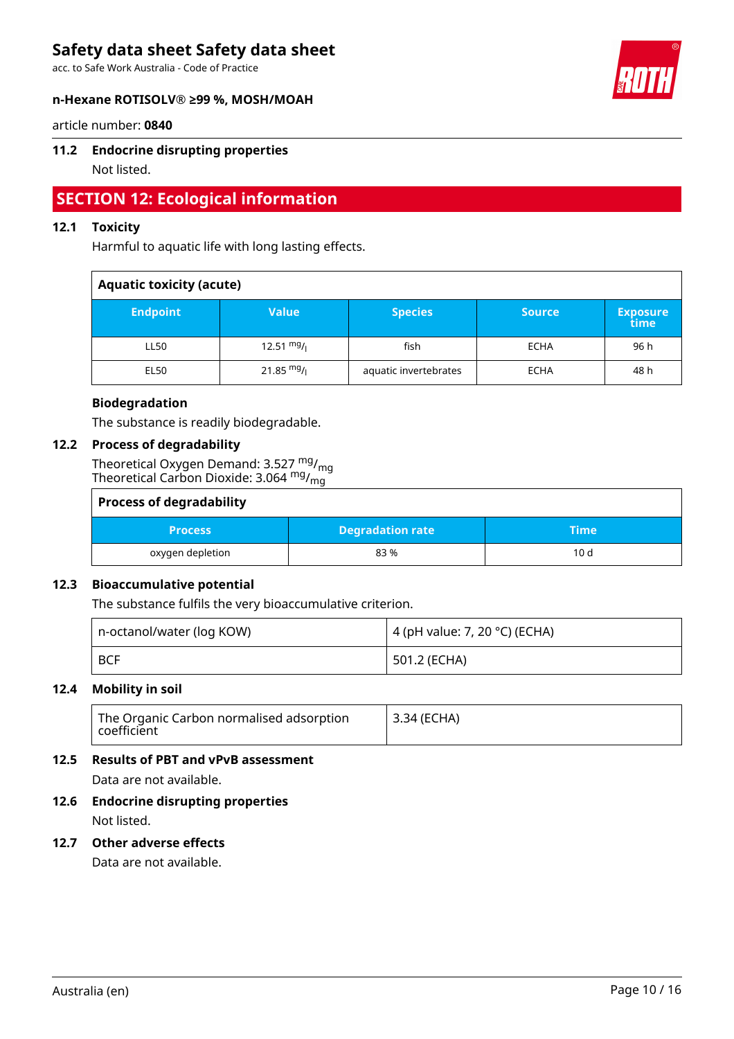article number: **0840**

### 11.2 Endocrine disrupting properties

Not listed.

## SECTION 12: Ecological information

### 12.1 Toxicity

Harmful to aquatic life with long lasting effects.

**Aquatic toxicity (acute)**

| Endpoint | Value | Species | Source | Exposure time |
|---|---|---|---|---|
| LL50 | 12.51 $^{mg}/_{l}$ | fish | ECHA | 96 h |
| EL50 | 21.85 $^{mg}/_{l}$ | aquatic invertebrates | ECHA | 48 h |

**Biodegradation**

The substance is readily biodegradable.

### 12.2 Process of degradability

Theoretical Oxygen Demand: 3.527 $^{mg}/_{mg}$
Theoretical Carbon Dioxide: 3.064 $^{mg}/_{mg}$

**Process of degradability**

| Process | Degradation rate | Time |
|---|---|---|
| oxygen depletion | 83 % | 10 d |

### 12.3 Bioaccumulative potential

The substance fulfils the very bioaccumulative criterion.

| | |
|---|---|
| n-octanol/water (log KOW) | 4 (pH value: 7, 20 °C) (ECHA) |
| BCF | 501.2 (ECHA) |

### 12.4 Mobility in soil

| | |
|---|---|
| The Organic Carbon normalised adsorption coefficient | 3.34 (ECHA) |

### 12.5 Results of PBT and vPvB assessment

Data are not available.

### 12.6 Endocrine disrupting properties

Not listed.

### 12.7 Other adverse effects

Data are not available.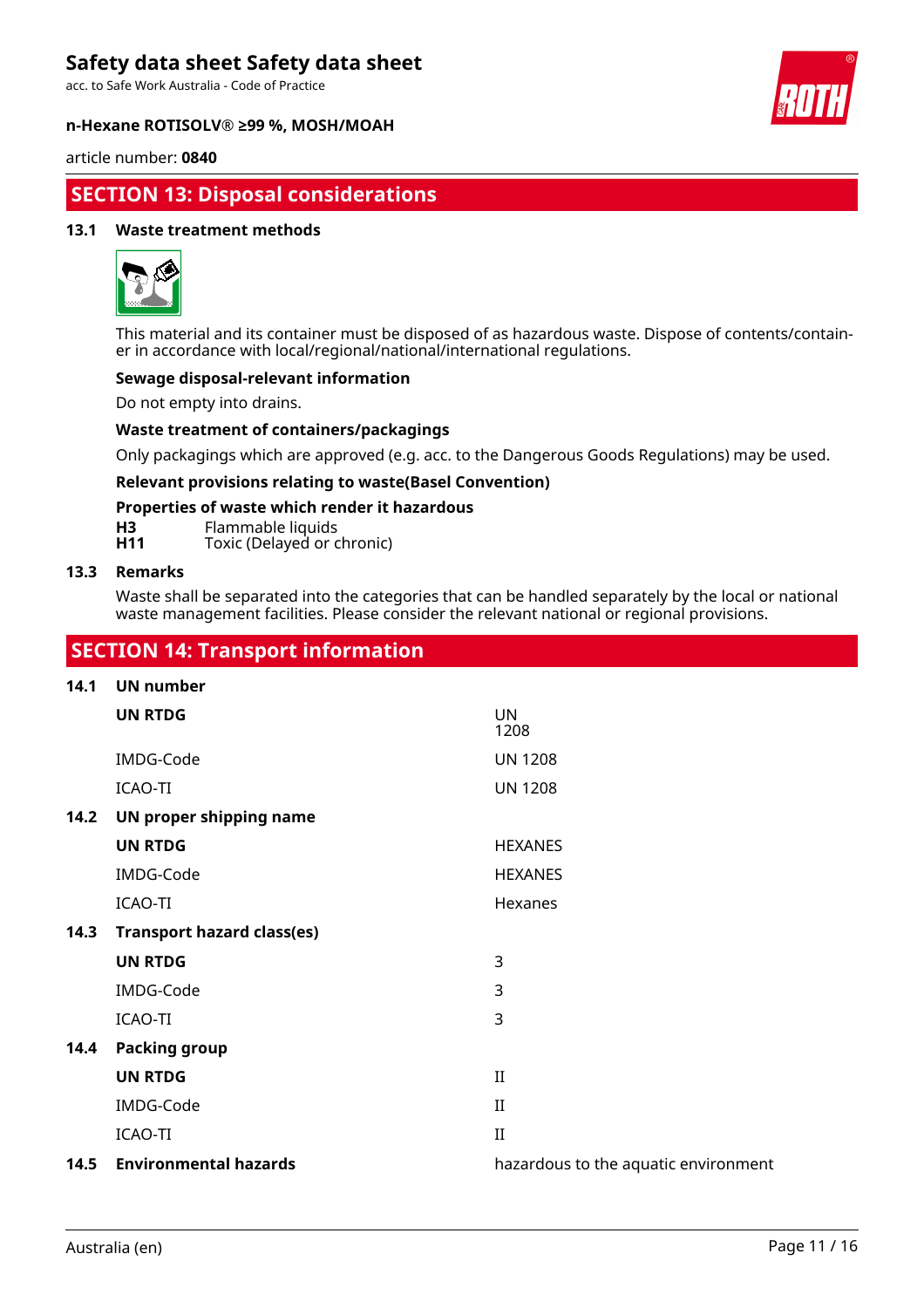## SECTION 13: Disposal considerations

### 13.1 Waste treatment methods

This material and its container must be disposed of as hazardous waste. Dispose of contents/container in accordance with local/regional/national/international regulations.

**Sewage disposal-relevant information**

Do not empty into drains.

**Waste treatment of containers/packagings**

Only packagings which are approved (e.g. acc. to the Dangerous Goods Regulations) may be used.

**Relevant provisions relating to waste(Basel Convention)**

**Properties of waste which render it hazardous**

| | |
|---|---|
| **H3** | Flammable liquids |
| **H11** | Toxic (Delayed or chronic) |

### 13.3 Remarks

Waste shall be separated into the categories that can be handled separately by the local or national waste management facilities. Please consider the relevant national or regional provisions.

## SECTION 14: Transport information

| | | |
|---|---|---|
| **14.1** | **UN number** | |
| | **UN RTDG** | UN 1208 |
| | IMDG-Code | UN 1208 |
| | ICAO-TI | UN 1208 |
| **14.2** | **UN proper shipping name** | |
| | **UN RTDG** | HEXANES |
| | IMDG-Code | HEXANES |
| | ICAO-TI | Hexanes |
| **14.3** | **Transport hazard class(es)** | |
| | **UN RTDG** | 3 |
| | IMDG-Code | 3 |
| | ICAO-TI | 3 |
| **14.4** | **Packing group** | |
| | **UN RTDG** | II |
| | IMDG-Code | II |
| | ICAO-TI | II |
| **14.5** | **Environmental hazards** | hazardous to the aquatic environment |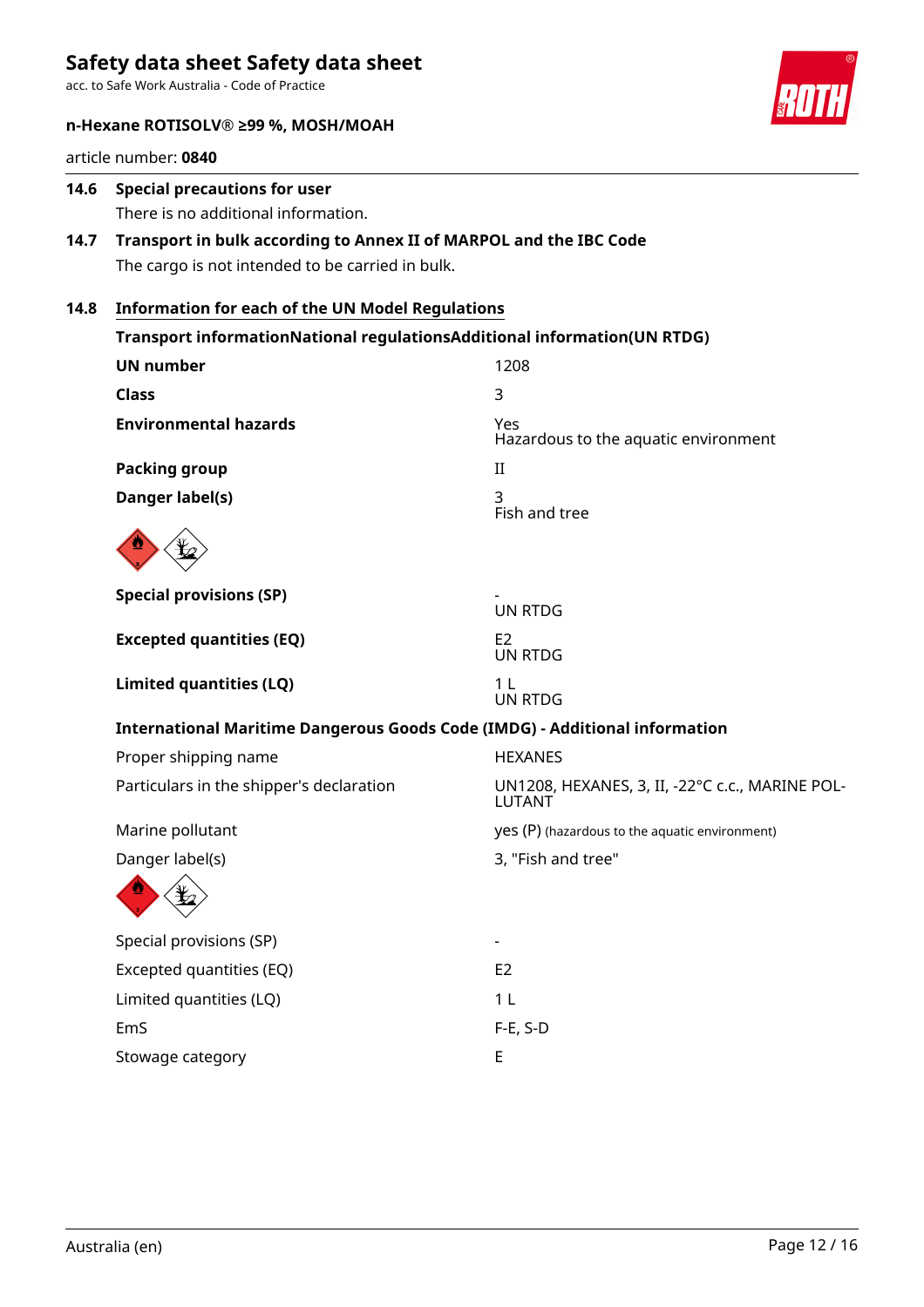### 14.6 Special precautions for user

There is no additional information.

### 14.7 Transport in bulk according to Annex II of MARPOL and the IBC Code

The cargo is not intended to be carried in bulk.

### 14.8 Information for each of the UN Model Regulations

**Transport informationNational regulationsAdditional information(UN RTDG)**

| | |
|---|---|
| **UN number** | 1208 |
| **Class** | 3 |
| **Environmental hazards** | Yes<br>Hazardous to the aquatic environment |
| **Packing group** | II |
| **Danger label(s)** | 3<br>Fish and tree |
| **Special provisions (SP)** | -<br>UN RTDG |
| **Excepted quantities (EQ)** | E2<br>UN RTDG |
| **Limited quantities (LQ)** | 1 L<br>UN RTDG |

**International Maritime Dangerous Goods Code (IMDG) - Additional information**

| | |
|---|---|
| Proper shipping name | HEXANES |
| Particulars in the shipper's declaration | UN1208, HEXANES, 3, II, -22°C c.c., MARINE POLLUTANT |
| Marine pollutant | yes (P) (hazardous to the aquatic environment) |
| Danger label(s) | 3, "Fish and tree" |
| Special provisions (SP) | - |
| Excepted quantities (EQ) | E2 |
| Limited quantities (LQ) | 1 L |
| EmS | F-E, S-D |
| Stowage category | E |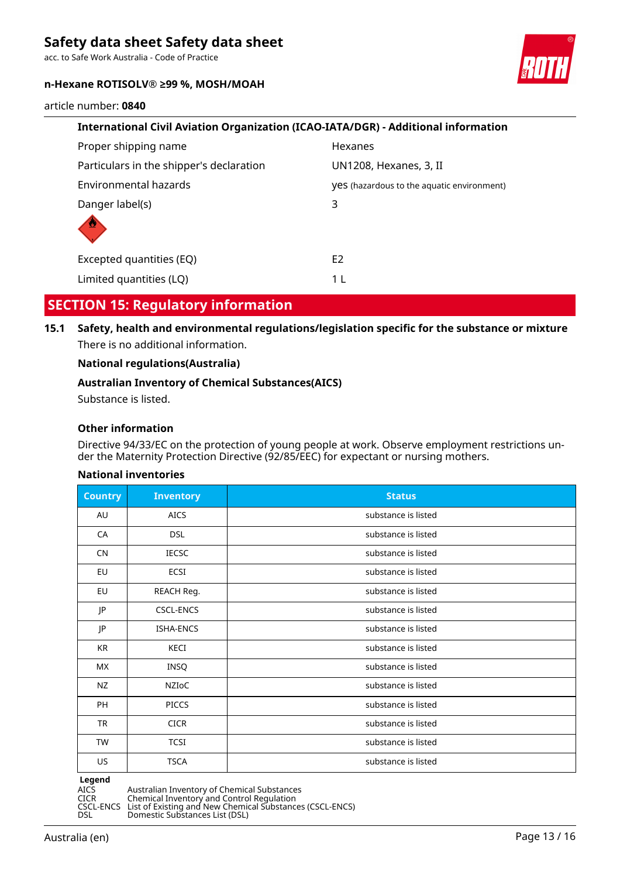**International Civil Aviation Organization (ICAO-IATA/DGR) - Additional information**

| | |
|---|---|
| Proper shipping name | Hexanes |
| Particulars in the shipper's declaration | UN1208, Hexanes, 3, II |
| Environmental hazards | yes (hazardous to the aquatic environment) |
| Danger label(s) | 3 |
| Excepted quantities (EQ) | E2 |
| Limited quantities (LQ) | 1 L |

## SECTION 15: Regulatory information

### 15.1 Safety, health and environmental regulations/legislation specific for the substance or mixture

There is no additional information.

**National regulations(Australia)**

**Australian Inventory of Chemical Substances(AICS)**

Substance is listed.

**Other information**

Directive 94/33/EC on the protection of young people at work. Observe employment restrictions under the Maternity Protection Directive (92/85/EEC) for expectant or nursing mothers.

**National inventories**

| Country | Inventory | Status |
|---|---|---|
| AU | AICS | substance is listed |
| CA | DSL | substance is listed |
| CN | IECSC | substance is listed |
| EU | ECSI | substance is listed |
| EU | REACH Reg. | substance is listed |
| JP | CSCL-ENCS | substance is listed |
| JP | ISHA-ENCS | substance is listed |
| KR | KECI | substance is listed |
| MX | INSQ | substance is listed |
| NZ | NZIoC | substance is listed |
| PH | PICCS | substance is listed |
| TR | CICR | substance is listed |
| TW | TCSI | substance is listed |
| US | TSCA | substance is listed |

**Legend**

AICS Australian Inventory of Chemical Substances
CICR Chemical Inventory and Control Regulation
CSCL-ENCS List of Existing and New Chemical Substances (CSCL-ENCS)
DSL Domestic Substances List (DSL)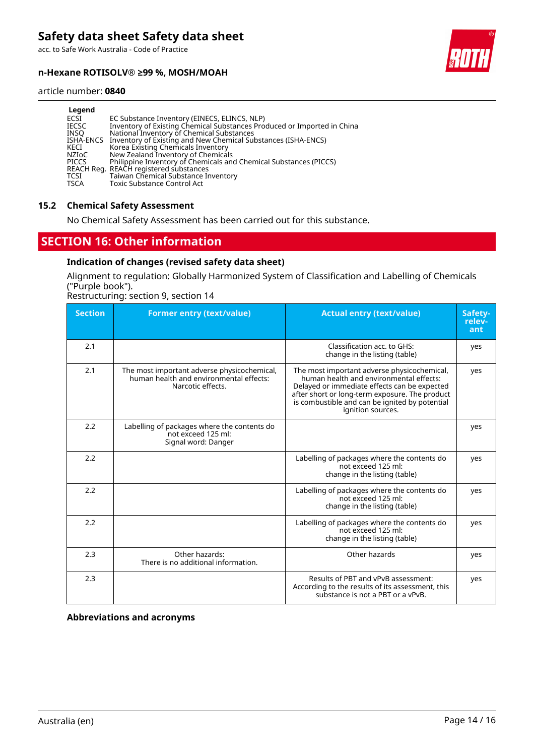**Legend**

| | |
|---|---|
| ECSI | EC Substance Inventory (EINECS, ELINCS, NLP) |
| IECSC | Inventory of Existing Chemical Substances Produced or Imported in China |
| INSQ | National Inventory of Chemical Substances |
| ISHA-ENCS | Inventory of Existing and New Chemical Substances (ISHA-ENCS) |
| KECI | Korea Existing Chemicals Inventory |
| NZIoC | New Zealand Inventory of Chemicals |
| PICCS | Philippine Inventory of Chemicals and Chemical Substances (PICCS) |
| REACH Reg. | REACH registered substances |
| TCSI | Taiwan Chemical Substance Inventory |
| TSCA | Toxic Substance Control Act |

### 15.2 Chemical Safety Assessment

No Chemical Safety Assessment has been carried out for this substance.

## SECTION 16: Other information

### Indication of changes (revised safety data sheet)

Alignment to regulation: Globally Harmonized System of Classification and Labelling of Chemicals ("Purple book").
Restructuring: section 9, section 14

| Section | Former entry (text/value) | Actual entry (text/value) | Safety-relevant |
|---|---|---|---|
| 2.1 | | Classification acc. to GHS: change in the listing (table) | yes |
| 2.1 | The most important adverse physicochemical, human health and environmental effects: Narcotic effects. | The most important adverse physicochemical, human health and environmental effects: Delayed or immediate effects can be expected after short or long-term exposure. The product is combustible and can be ignited by potential ignition sources. | yes |
| 2.2 | Labelling of packages where the contents do not exceed 125 ml: Signal word: Danger | | yes |
| 2.2 | | Labelling of packages where the contents do not exceed 125 ml: change in the listing (table) | yes |
| 2.2 | | Labelling of packages where the contents do not exceed 125 ml: change in the listing (table) | yes |
| 2.2 | | Labelling of packages where the contents do not exceed 125 ml: change in the listing (table) | yes |
| 2.3 | Other hazards: There is no additional information. | Other hazards | yes |
| 2.3 | | Results of PBT and vPvB assessment: According to the results of its assessment, this substance is not a PBT or a vPvB. | yes |

### Abbreviations and acronyms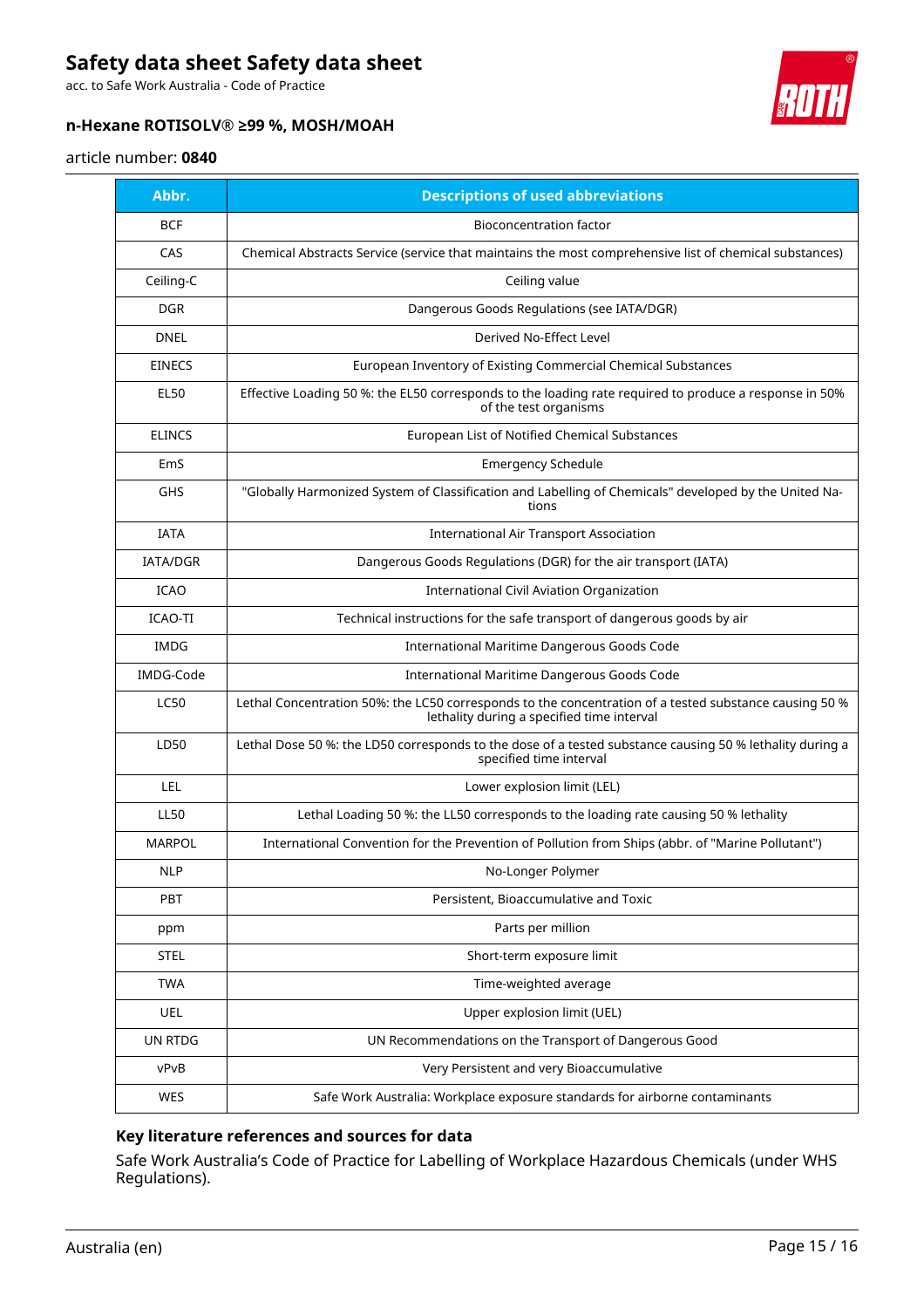| Abbr. | Descriptions of used abbreviations |
|---|---|
| BCF | Bioconcentration factor |
| CAS | Chemical Abstracts Service (service that maintains the most comprehensive list of chemical substances) |
| Ceiling-C | Ceiling value |
| DGR | Dangerous Goods Regulations (see IATA/DGR) |
| DNEL | Derived No-Effect Level |
| EINECS | European Inventory of Existing Commercial Chemical Substances |
| EL50 | Effective Loading 50 %: the EL50 corresponds to the loading rate required to produce a response in 50% of the test organisms |
| ELINCS | European List of Notified Chemical Substances |
| EmS | Emergency Schedule |
| GHS | "Globally Harmonized System of Classification and Labelling of Chemicals" developed by the United Nations |
| IATA | International Air Transport Association |
| IATA/DGR | Dangerous Goods Regulations (DGR) for the air transport (IATA) |
| ICAO | International Civil Aviation Organization |
| ICAO-TI | Technical instructions for the safe transport of dangerous goods by air |
| IMDG | International Maritime Dangerous Goods Code |
| IMDG-Code | International Maritime Dangerous Goods Code |
| LC50 | Lethal Concentration 50%: the LC50 corresponds to the concentration of a tested substance causing 50 % lethality during a specified time interval |
| LD50 | Lethal Dose 50 %: the LD50 corresponds to the dose of a tested substance causing 50 % lethality during a specified time interval |
| LEL | Lower explosion limit (LEL) |
| LL50 | Lethal Loading 50 %: the LL50 corresponds to the loading rate causing 50 % lethality |
| MARPOL | International Convention for the Prevention of Pollution from Ships (abbr. of "Marine Pollutant") |
| NLP | No-Longer Polymer |
| PBT | Persistent, Bioaccumulative and Toxic |
| ppm | Parts per million |
| STEL | Short-term exposure limit |
| TWA | Time-weighted average |
| UEL | Upper explosion limit (UEL) |
| UN RTDG | UN Recommendations on the Transport of Dangerous Good |
| vPvB | Very Persistent and very Bioaccumulative |
| WES | Safe Work Australia: Workplace exposure standards for airborne contaminants |

### Key literature references and sources for data

Safe Work Australia's Code of Practice for Labelling of Workplace Hazardous Chemicals (under WHS Regulations).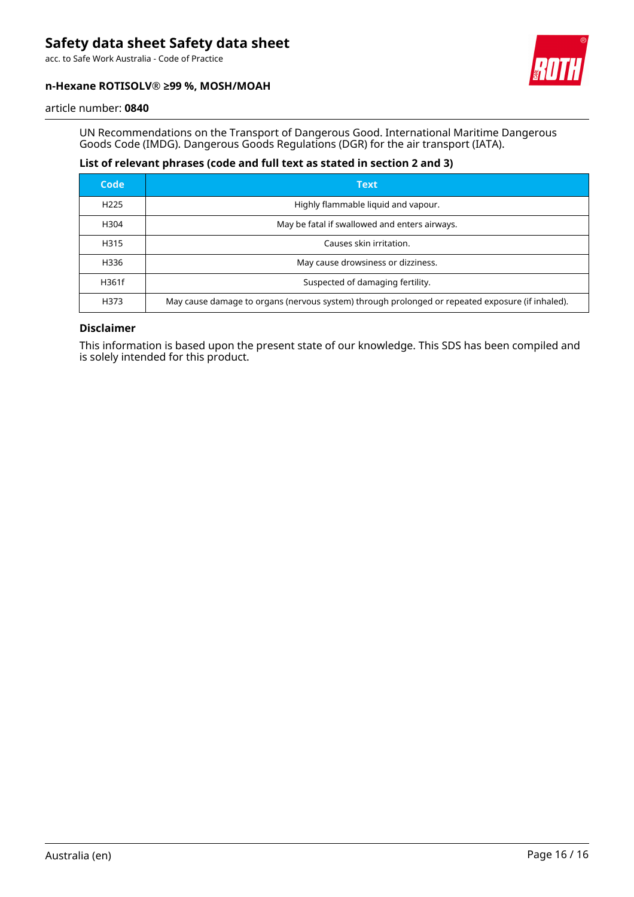UN Recommendations on the Transport of Dangerous Good. International Maritime Dangerous Goods Code (IMDG). Dangerous Goods Regulations (DGR) for the air transport (IATA).

### List of relevant phrases (code and full text as stated in section 2 and 3)

| Code | Text |
|---|---|
| H225 | Highly flammable liquid and vapour. |
| H304 | May be fatal if swallowed and enters airways. |
| H315 | Causes skin irritation. |
| H336 | May cause drowsiness or dizziness. |
| H361f | Suspected of damaging fertility. |
| H373 | May cause damage to organs (nervous system) through prolonged or repeated exposure (if inhaled). |

### Disclaimer

This information is based upon the present state of our knowledge. This SDS has been compiled and is solely intended for this product.